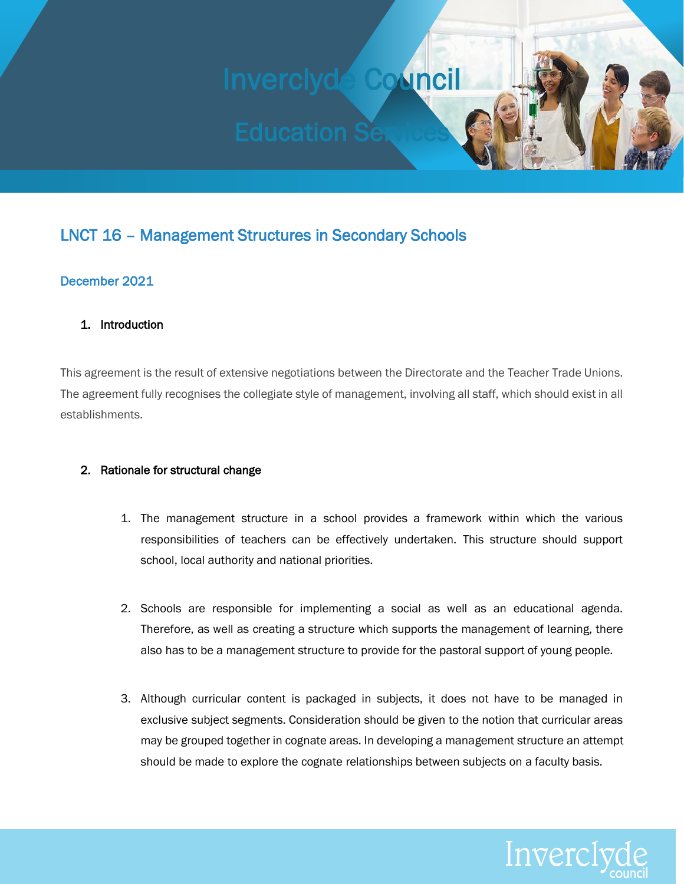# Inverclyde Council

## Education Services

## LNCT 16 – Management Structures in Secondary Schools

December 2021

### 1. Introduction

This agreement is the result of extensive negotiations between the Directorate and the Teacher Trade Unions. The agreement fully recognises the collegiate style of management, involving all staff, which should exist in all establishments.

### 2. Rationale for structural change

1. The management structure in a school provides a framework within which the various responsibilities of teachers can be effectively undertaken. This structure should support school, local authority and national priorities.

2. Schools are responsible for implementing a social as well as an educational agenda. Therefore, as well as creating a structure which supports the management of learning, there also has to be a management structure to provide for the pastoral support of young people.

3. Although curricular content is packaged in subjects, it does not have to be managed in exclusive subject segments. Consideration should be given to the notion that curricular areas may be grouped together in cognate areas. In developing a management structure an attempt should be made to explore the cognate relationships between subjects on a faculty basis.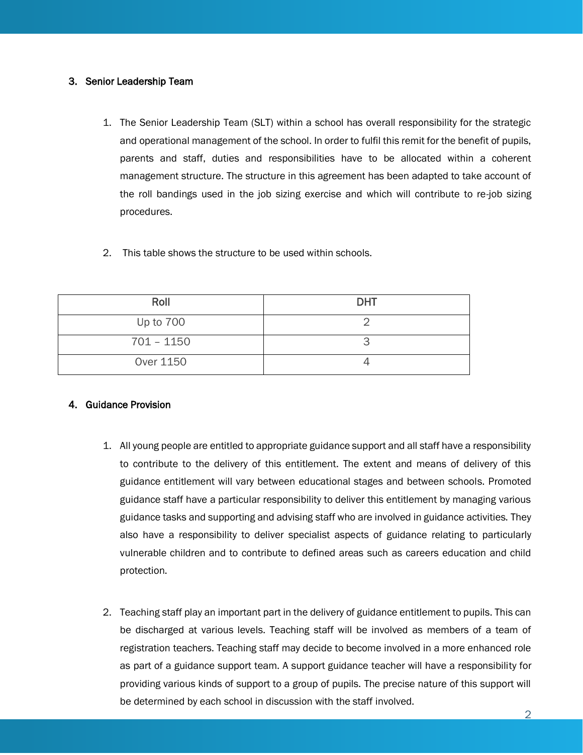## 3. Senior Leadership Team

1. The Senior Leadership Team (SLT) within a school has overall responsibility for the strategic and operational management of the school. In order to fulfil this remit for the benefit of pupils, parents and staff, duties and responsibilities have to be allocated within a coherent management structure. The structure in this agreement has been adapted to take account of the roll bandings used in the job sizing exercise and which will contribute to re-job sizing procedures.

2. This table shows the structure to be used within schools.

| Roll | DHT |
| --- | --- |
| Up to 700 | 2 |
| 701 – 1150 | 3 |
| Over 1150 | 4 |

## 4. Guidance Provision

1. All young people are entitled to appropriate guidance support and all staff have a responsibility to contribute to the delivery of this entitlement. The extent and means of delivery of this guidance entitlement will vary between educational stages and between schools. Promoted guidance staff have a particular responsibility to deliver this entitlement by managing various guidance tasks and supporting and advising staff who are involved in guidance activities. They also have a responsibility to deliver specialist aspects of guidance relating to particularly vulnerable children and to contribute to defined areas such as careers education and child protection.

2. Teaching staff play an important part in the delivery of guidance entitlement to pupils. This can be discharged at various levels. Teaching staff will be involved as members of a team of registration teachers. Teaching staff may decide to become involved in a more enhanced role as part of a guidance support team. A support guidance teacher will have a responsibility for providing various kinds of support to a group of pupils. The precise nature of this support will be determined by each school in discussion with the staff involved.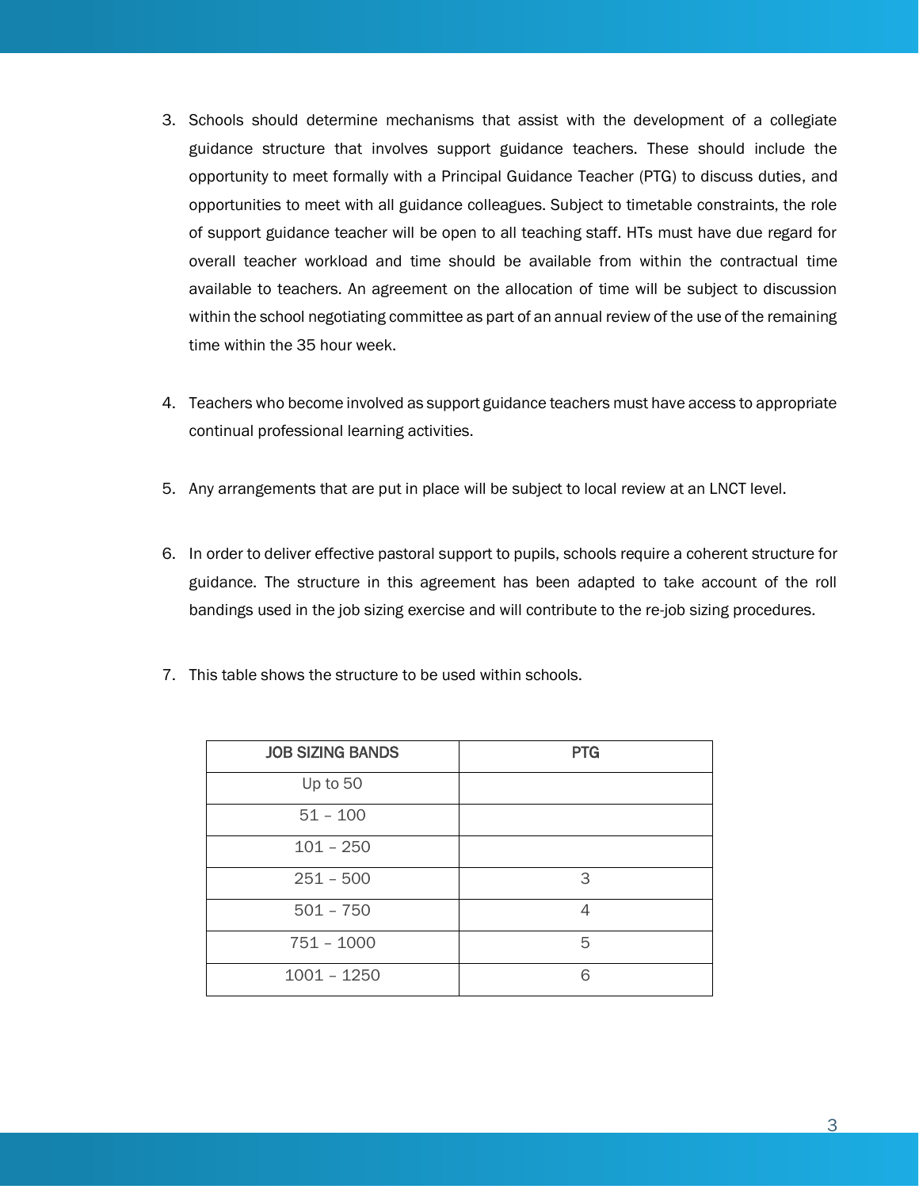3. Schools should determine mechanisms that assist with the development of a collegiate guidance structure that involves support guidance teachers. These should include the opportunity to meet formally with a Principal Guidance Teacher (PTG) to discuss duties, and opportunities to meet with all guidance colleagues. Subject to timetable constraints, the role of support guidance teacher will be open to all teaching staff. HTs must have due regard for overall teacher workload and time should be available from within the contractual time available to teachers. An agreement on the allocation of time will be subject to discussion within the school negotiating committee as part of an annual review of the use of the remaining time within the 35 hour week.

4. Teachers who become involved as support guidance teachers must have access to appropriate continual professional learning activities.

5. Any arrangements that are put in place will be subject to local review at an LNCT level.

6. In order to deliver effective pastoral support to pupils, schools require a coherent structure for guidance. The structure in this agreement has been adapted to take account of the roll bandings used in the job sizing exercise and will contribute to the re-job sizing procedures.

7. This table shows the structure to be used within schools.

| JOB SIZING BANDS | PTG |
| --- | --- |
| Up to 50 | |
| 51 – 100 | |
| 101 – 250 | |
| 251 – 500 | 3 |
| 501 – 750 | 4 |
| 751 – 1000 | 5 |
| 1001 – 1250 | 6 |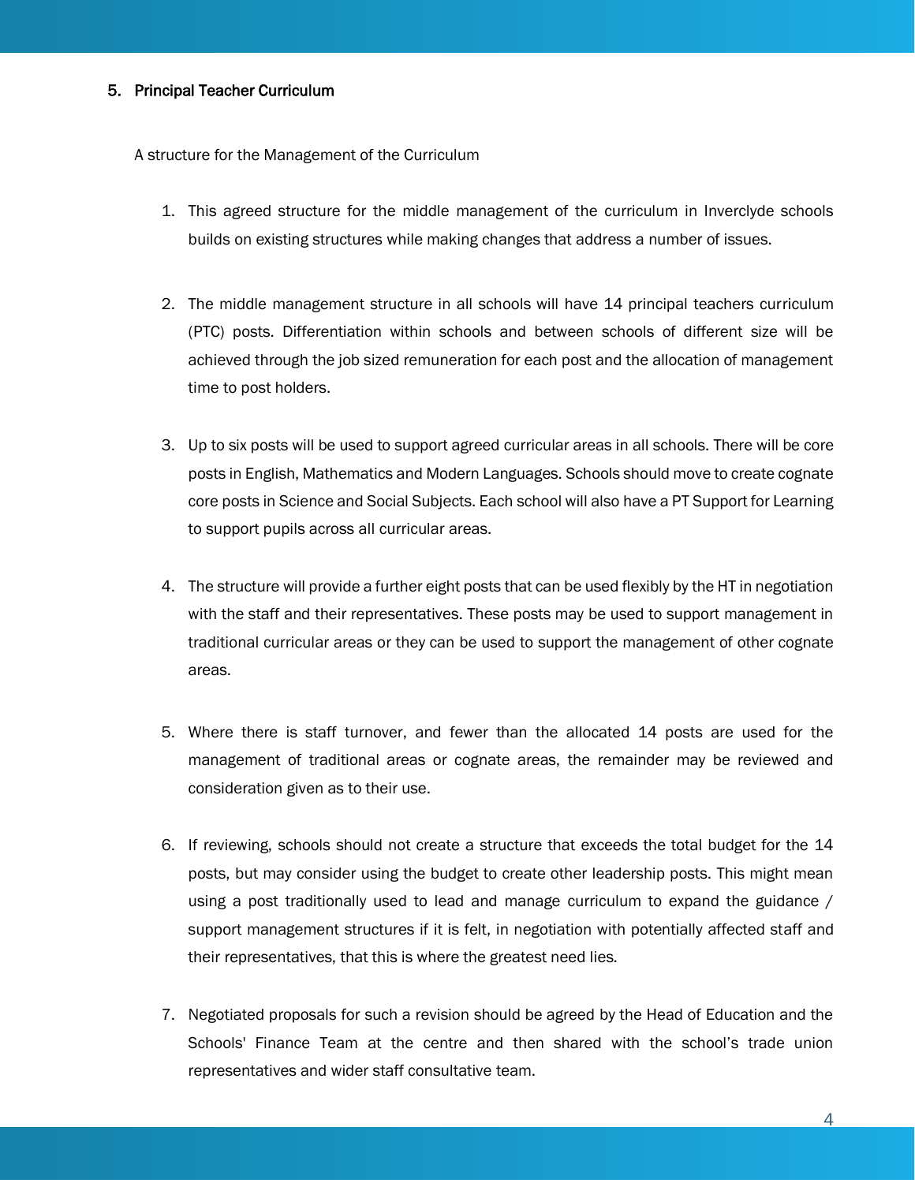## 5. Principal Teacher Curriculum

A structure for the Management of the Curriculum

1. This agreed structure for the middle management of the curriculum in Inverclyde schools builds on existing structures while making changes that address a number of issues.

2. The middle management structure in all schools will have 14 principal teachers curriculum (PTC) posts. Differentiation within schools and between schools of different size will be achieved through the job sized remuneration for each post and the allocation of management time to post holders.

3. Up to six posts will be used to support agreed curricular areas in all schools. There will be core posts in English, Mathematics and Modern Languages. Schools should move to create cognate core posts in Science and Social Subjects. Each school will also have a PT Support for Learning to support pupils across all curricular areas.

4. The structure will provide a further eight posts that can be used flexibly by the HT in negotiation with the staff and their representatives. These posts may be used to support management in traditional curricular areas or they can be used to support the management of other cognate areas.

5. Where there is staff turnover, and fewer than the allocated 14 posts are used for the management of traditional areas or cognate areas, the remainder may be reviewed and consideration given as to their use.

6. If reviewing, schools should not create a structure that exceeds the total budget for the 14 posts, but may consider using the budget to create other leadership posts. This might mean using a post traditionally used to lead and manage curriculum to expand the guidance / support management structures if it is felt, in negotiation with potentially affected staff and their representatives, that this is where the greatest need lies.

7. Negotiated proposals for such a revision should be agreed by the Head of Education and the Schools' Finance Team at the centre and then shared with the school's trade union representatives and wider staff consultative team.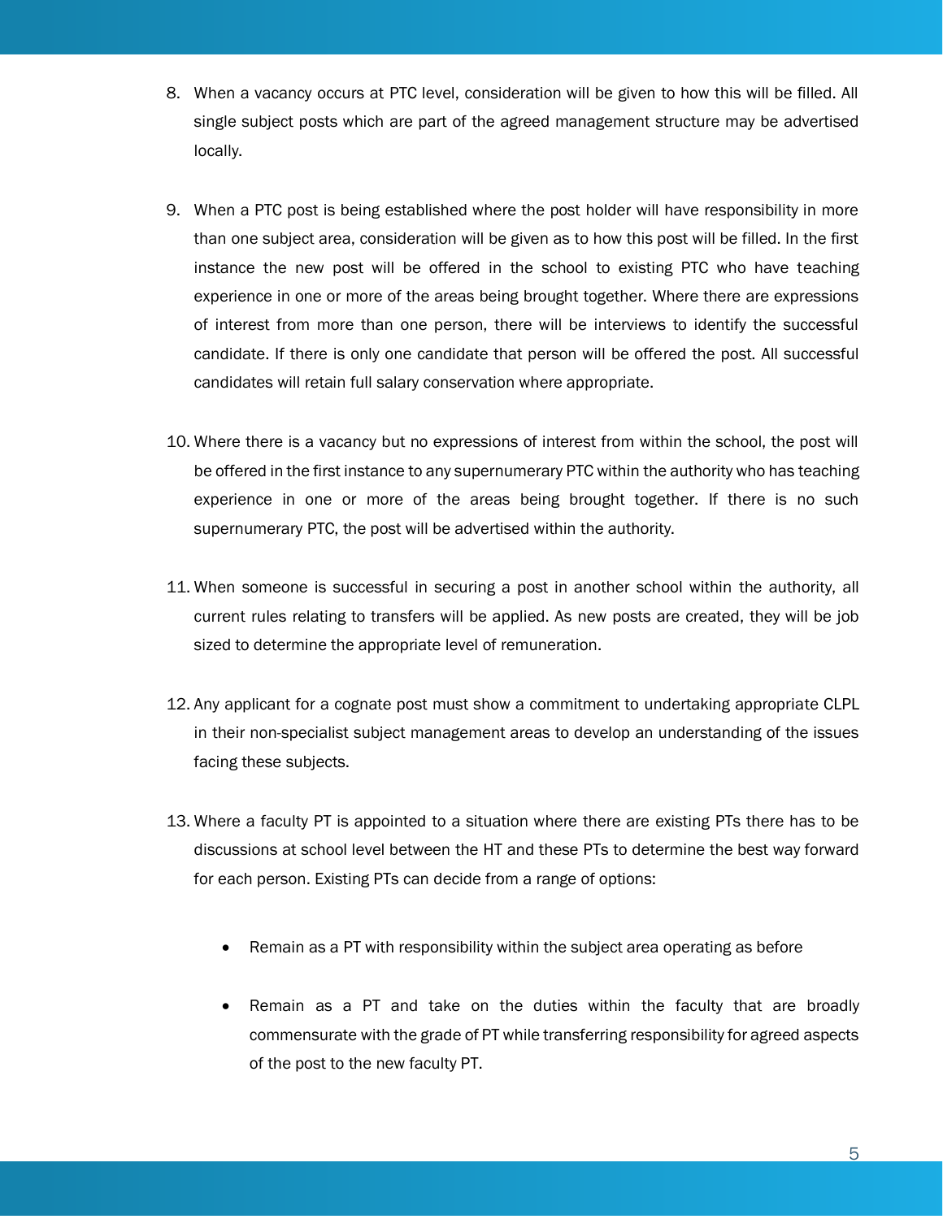8. When a vacancy occurs at PTC level, consideration will be given to how this will be filled. All single subject posts which are part of the agreed management structure may be advertised locally.

9. When a PTC post is being established where the post holder will have responsibility in more than one subject area, consideration will be given as to how this post will be filled. In the first instance the new post will be offered in the school to existing PTC who have teaching experience in one or more of the areas being brought together. Where there are expressions of interest from more than one person, there will be interviews to identify the successful candidate. If there is only one candidate that person will be offered the post. All successful candidates will retain full salary conservation where appropriate.

10. Where there is a vacancy but no expressions of interest from within the school, the post will be offered in the first instance to any supernumerary PTC within the authority who has teaching experience in one or more of the areas being brought together. If there is no such supernumerary PTC, the post will be advertised within the authority.

11. When someone is successful in securing a post in another school within the authority, all current rules relating to transfers will be applied. As new posts are created, they will be job sized to determine the appropriate level of remuneration.

12. Any applicant for a cognate post must show a commitment to undertaking appropriate CLPL in their non-specialist subject management areas to develop an understanding of the issues facing these subjects.

13. Where a faculty PT is appointed to a situation where there are existing PTs there has to be discussions at school level between the HT and these PTs to determine the best way forward for each person. Existing PTs can decide from a range of options:

    - Remain as a PT with responsibility within the subject area operating as before

    - Remain as a PT and take on the duties within the faculty that are broadly commensurate with the grade of PT while transferring responsibility for agreed aspects of the post to the new faculty PT.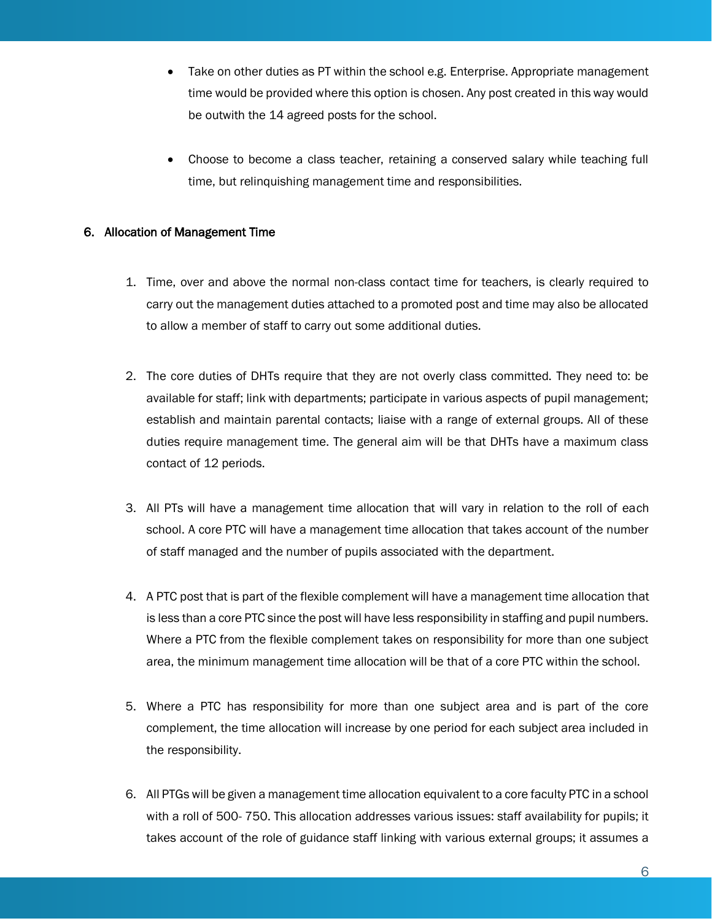- Take on other duties as PT within the school e.g. Enterprise. Appropriate management time would be provided where this option is chosen. Any post created in this way would be outwith the 14 agreed posts for the school.

- Choose to become a class teacher, retaining a conserved salary while teaching full time, but relinquishing management time and responsibilities.

## 6. Allocation of Management Time

1. Time, over and above the normal non-class contact time for teachers, is clearly required to carry out the management duties attached to a promoted post and time may also be allocated to allow a member of staff to carry out some additional duties.

2. The core duties of DHTs require that they are not overly class committed. They need to: be available for staff; link with departments; participate in various aspects of pupil management; establish and maintain parental contacts; liaise with a range of external groups. All of these duties require management time. The general aim will be that DHTs have a maximum class contact of 12 periods.

3. All PTs will have a management time allocation that will vary in relation to the roll of each school. A core PTC will have a management time allocation that takes account of the number of staff managed and the number of pupils associated with the department.

4. A PTC post that is part of the flexible complement will have a management time allocation that is less than a core PTC since the post will have less responsibility in staffing and pupil numbers. Where a PTC from the flexible complement takes on responsibility for more than one subject area, the minimum management time allocation will be that of a core PTC within the school.

5. Where a PTC has responsibility for more than one subject area and is part of the core complement, the time allocation will increase by one period for each subject area included in the responsibility.

6. All PTGs will be given a management time allocation equivalent to a core faculty PTC in a school with a roll of 500- 750. This allocation addresses various issues: staff availability for pupils; it takes account of the role of guidance staff linking with various external groups; it assumes a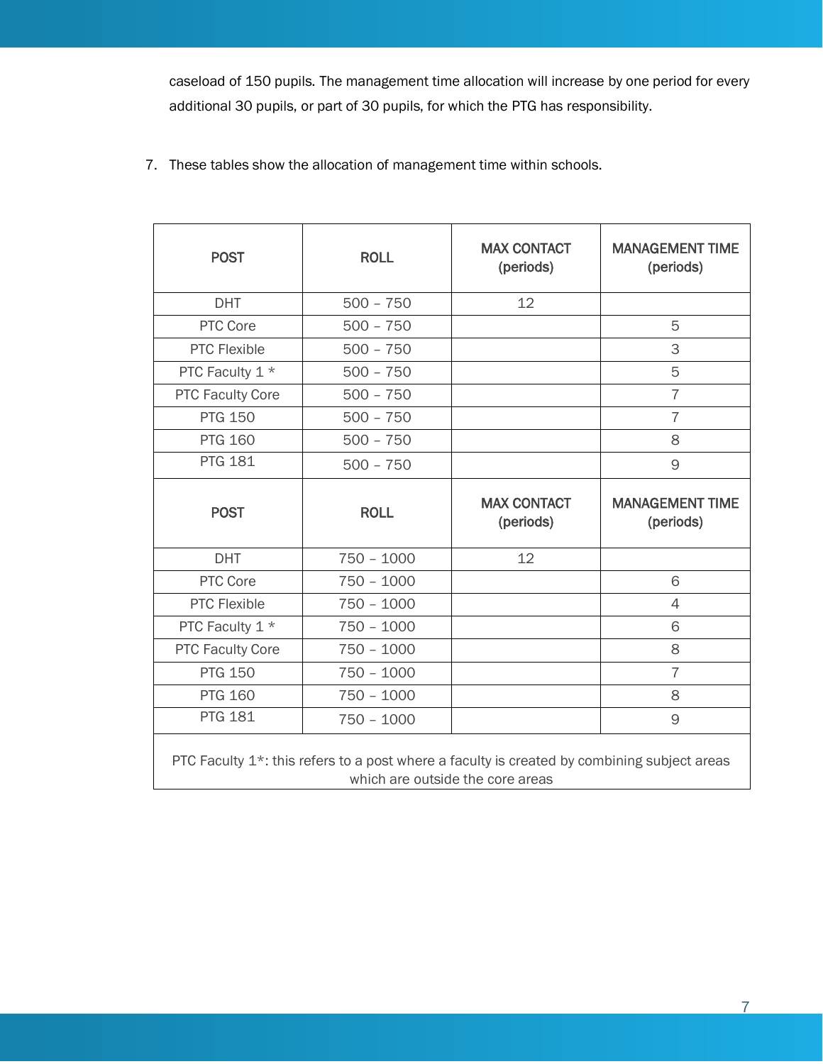caseload of 150 pupils. The management time allocation will increase by one period for every additional 30 pupils, or part of 30 pupils, for which the PTG has responsibility.

7. These tables show the allocation of management time within schools.

| POST | ROLL | MAX CONTACT (periods) | MANAGEMENT TIME (periods) |
|---|---|---|---|
| DHT | 500 – 750 | 12 | |
| PTC Core | 500 – 750 | | 5 |
| PTC Flexible | 500 – 750 | | 3 |
| PTC Faculty 1 * | 500 – 750 | | 5 |
| PTC Faculty Core | 500 – 750 | | 7 |
| PTG 150 | 500 – 750 | | 7 |
| PTG 160 | 500 – 750 | | 8 |
| PTG 181 | 500 – 750 | | 9 |
| **POST** | **ROLL** | **MAX CONTACT (periods)** | **MANAGEMENT TIME (periods)** |
| DHT | 750 – 1000 | 12 | |
| PTC Core | 750 – 1000 | | 6 |
| PTC Flexible | 750 – 1000 | | 4 |
| PTC Faculty 1 * | 750 – 1000 | | 6 |
| PTC Faculty Core | 750 – 1000 | | 8 |
| PTG 150 | 750 – 1000 | | 7 |
| PTG 160 | 750 – 1000 | | 8 |
| PTG 181 | 750 – 1000 | | 9 |

PTC Faculty 1*: this refers to a post where a faculty is created by combining subject areas which are outside the core areas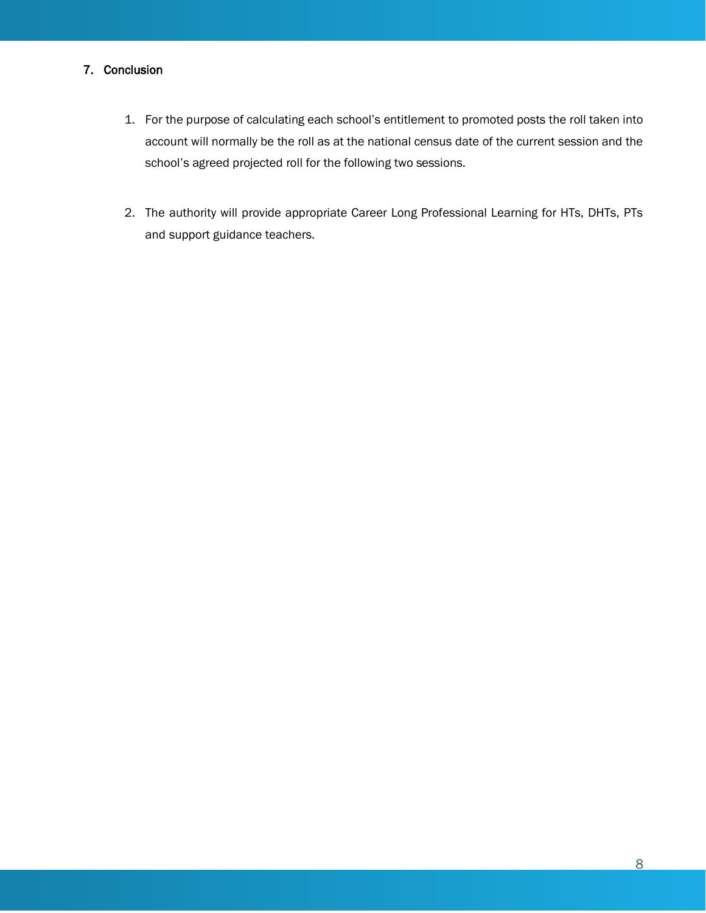## 7. Conclusion

1. For the purpose of calculating each school's entitlement to promoted posts the roll taken into account will normally be the roll as at the national census date of the current session and the school's agreed projected roll for the following two sessions.

2. The authority will provide appropriate Career Long Professional Learning for HTs, DHTs, PTs and support guidance teachers.